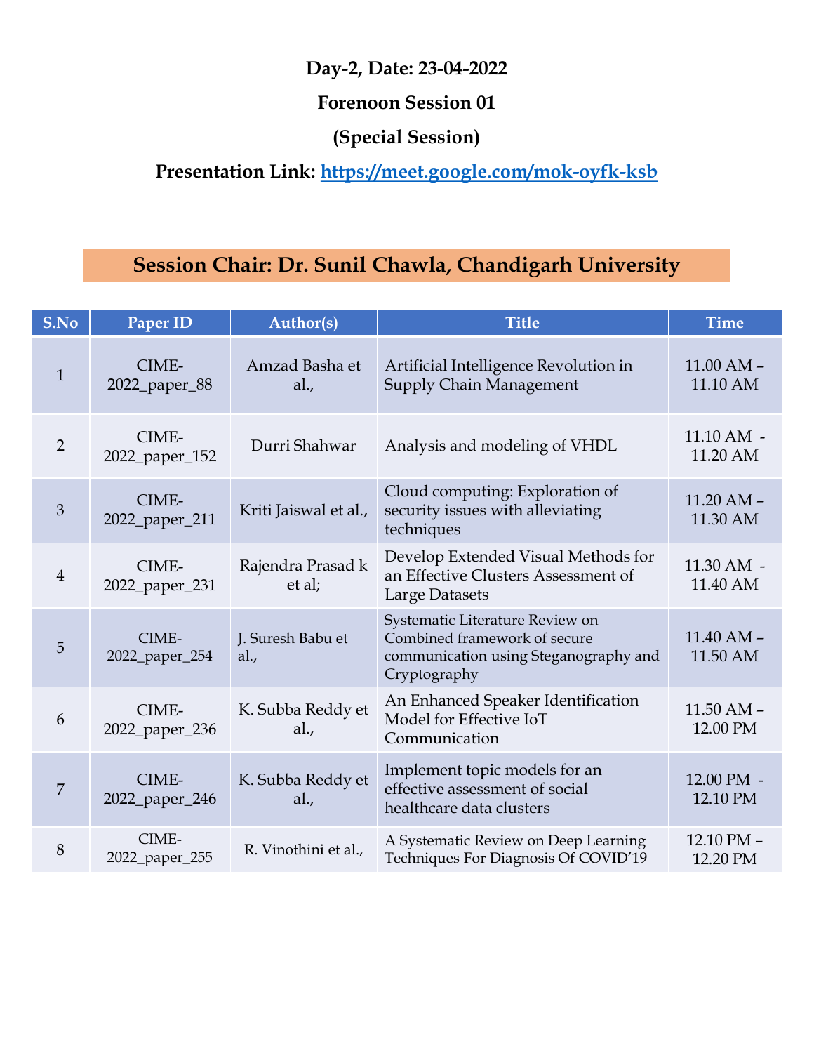**Day-2, Date: 23-04-2022**

**Forenoon Session 01**

**(Special Session)**

**Presentation Link: https://meet.google.com/mok-oyfk-ksb**

**Session Chair: Dr. Sunil Chawla, Chandigarh University**

| S.No | Paper ID | Author(s) | Title | Time |
|---|---|---|---|---|
| 1 | CIME-2022_paper_88 | Amzad Basha et al., | Artificial Intelligence Revolution in Supply Chain Management | 11.00 AM – 11.10 AM |
| 2 | CIME-2022_paper_152 | Durri Shahwar | Analysis and modeling of VHDL | 11.10 AM - 11.20 AM |
| 3 | CIME-2022_paper_211 | Kriti Jaiswal et al., | Cloud computing: Exploration of security issues with alleviating techniques | 11.20 AM – 11.30 AM |
| 4 | CIME-2022_paper_231 | Rajendra Prasad k et al; | Develop Extended Visual Methods for an Effective Clusters Assessment of Large Datasets | 11.30 AM - 11.40 AM |
| 5 | CIME-2022_paper_254 | J. Suresh Babu et al., | Systematic Literature Review on Combined framework of secure communication using Steganography and Cryptography | 11.40 AM – 11.50 AM |
| 6 | CIME-2022_paper_236 | K. Subba Reddy et al., | An Enhanced Speaker Identification Model for Effective IoT Communication | 11.50 AM – 12.00 PM |
| 7 | CIME-2022_paper_246 | K. Subba Reddy et al., | Implement topic models for an effective assessment of social healthcare data clusters | 12.00 PM - 12.10 PM |
| 8 | CIME-2022_paper_255 | R. Vinothini et al., | A Systematic Review on Deep Learning Techniques For Diagnosis Of COVID'19 | 12.10 PM – 12.20 PM |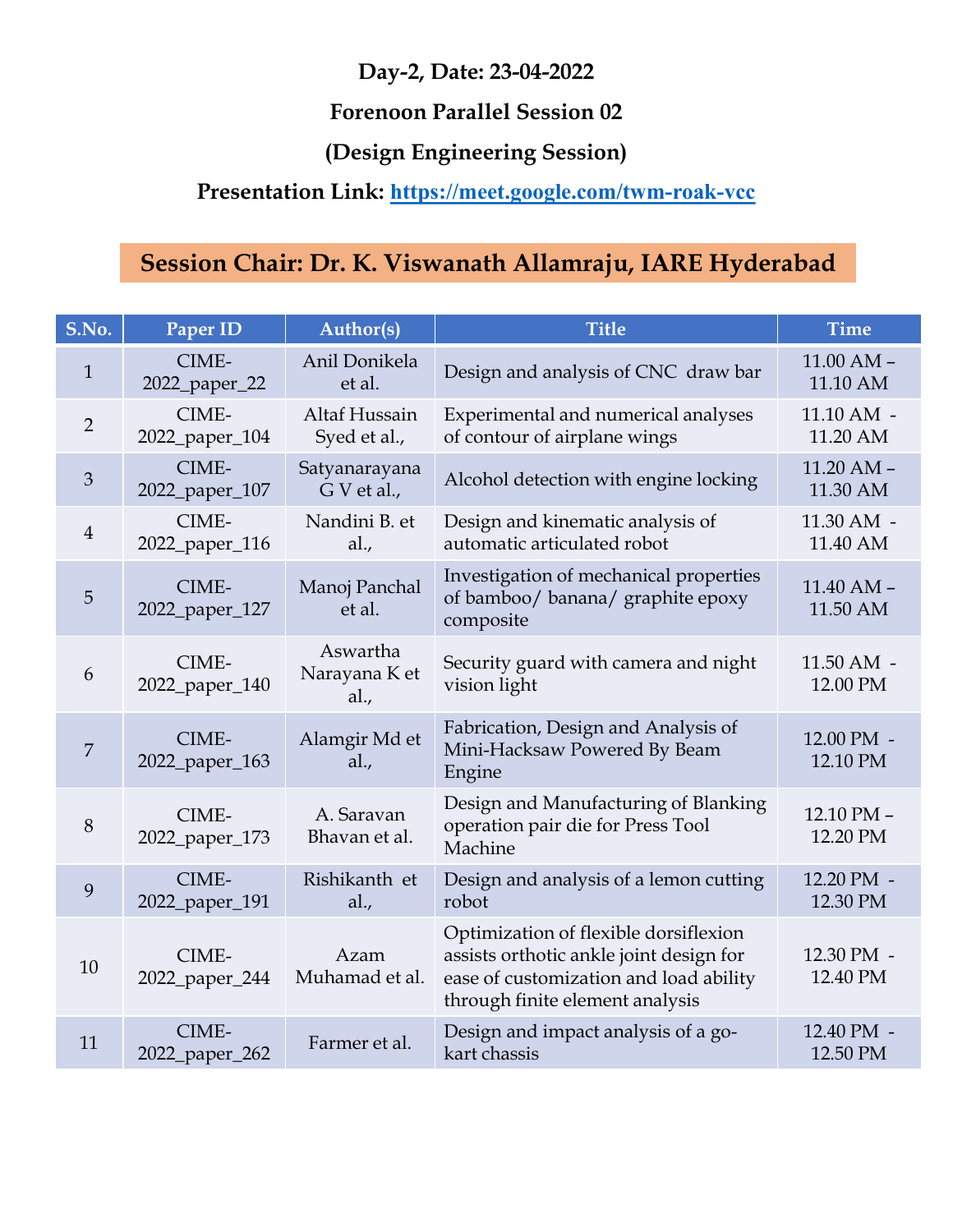**Day-2, Date: 23-04-2022**

**Forenoon Parallel Session 02**

**(Design Engineering Session)**

**Presentation Link: https://meet.google.com/twm-roak-vcc**

**Session Chair: Dr. K. Viswanath Allamraju, IARE Hyderabad**

| S.No. | Paper ID | Author(s) | Title | Time |
|---|---|---|---|---|
| 1 | CIME-2022_paper_22 | Anil Donikela et al. | Design and analysis of CNC draw bar | 11.00 AM – 11.10 AM |
| 2 | CIME-2022_paper_104 | Altaf Hussain Syed et al., | Experimental and numerical analyses of contour of airplane wings | 11.10 AM - 11.20 AM |
| 3 | CIME-2022_paper_107 | Satyanarayana G V et al., | Alcohol detection with engine locking | 11.20 AM – 11.30 AM |
| 4 | CIME-2022_paper_116 | Nandini B. et al., | Design and kinematic analysis of automatic articulated robot | 11.30 AM - 11.40 AM |
| 5 | CIME-2022_paper_127 | Manoj Panchal et al. | Investigation of mechanical properties of bamboo/ banana/ graphite epoxy composite | 11.40 AM – 11.50 AM |
| 6 | CIME-2022_paper_140 | Aswartha Narayana K et al., | Security guard with camera and night vision light | 11.50 AM - 12.00 PM |
| 7 | CIME-2022_paper_163 | Alamgir Md et al., | Fabrication, Design and Analysis of Mini-Hacksaw Powered By Beam Engine | 12.00 PM - 12.10 PM |
| 8 | CIME-2022_paper_173 | A. Saravan Bhavan et al. | Design and Manufacturing of Blanking operation pair die for Press Tool Machine | 12.10 PM – 12.20 PM |
| 9 | CIME-2022_paper_191 | Rishikanth et al., | Design and analysis of a lemon cutting robot | 12.20 PM - 12.30 PM |
| 10 | CIME-2022_paper_244 | Azam Muhamad et al. | Optimization of flexible dorsiflexion assists orthotic ankle joint design for ease of customization and load ability through finite element analysis | 12.30 PM - 12.40 PM |
| 11 | CIME-2022_paper_262 | Farmer et al. | Design and impact analysis of a go-kart chassis | 12.40 PM - 12.50 PM |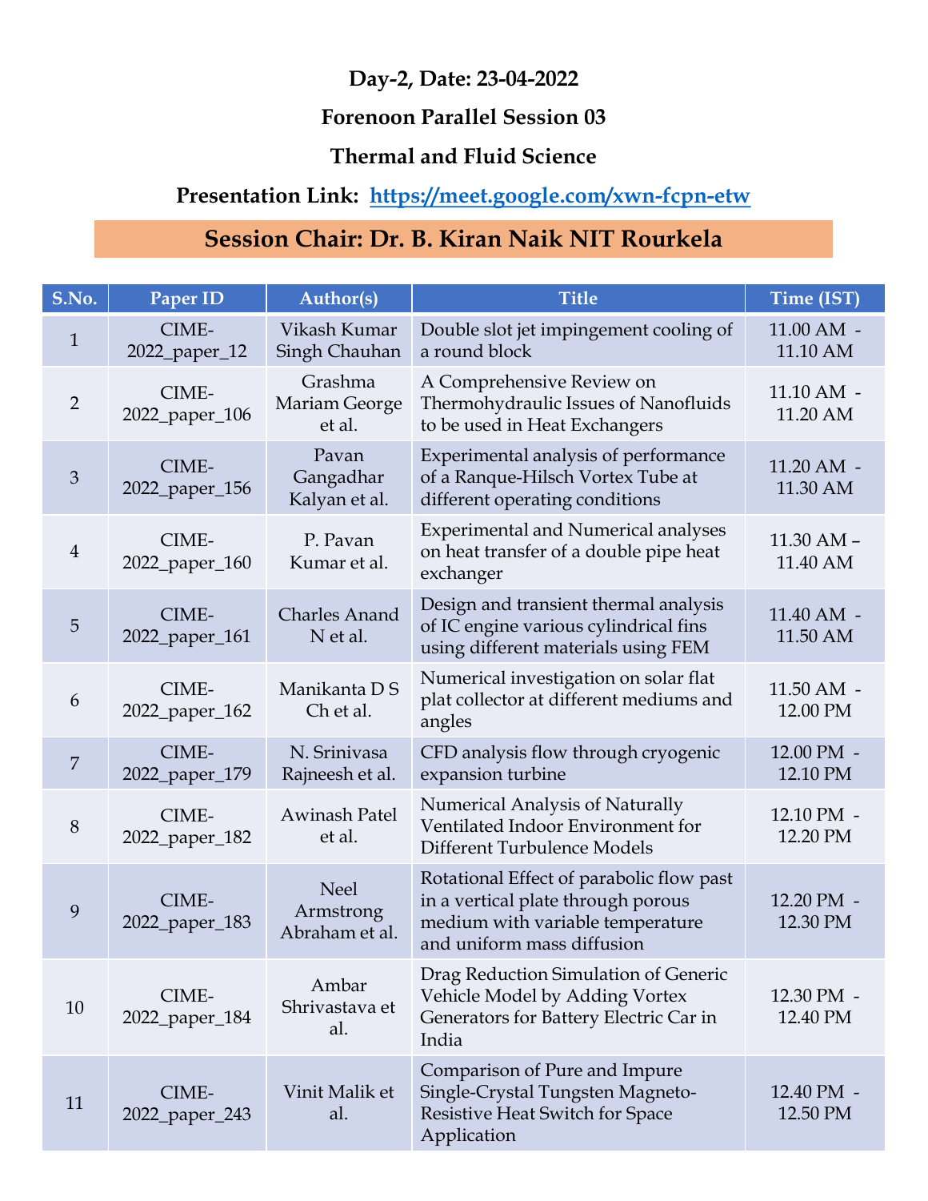**Day-2, Date: 23-04-2022**

**Forenoon Parallel Session 03**

**Thermal and Fluid Science**

**Presentation Link: https://meet.google.com/xwn-fcpn-etw**

**Session Chair: Dr. B. Kiran Naik NIT Rourkela**

| S.No. | Paper ID | Author(s) | Title | Time (IST) |
|---|---|---|---|---|
| 1 | CIME-2022_paper_12 | Vikash Kumar Singh Chauhan | Double slot jet impingement cooling of a round block | 11.00 AM - 11.10 AM |
| 2 | CIME-2022_paper_106 | Grashma Mariam George et al. | A Comprehensive Review on Thermohydraulic Issues of Nanofluids to be used in Heat Exchangers | 11.10 AM - 11.20 AM |
| 3 | CIME-2022_paper_156 | Pavan Gangadhar Kalyan et al. | Experimental analysis of performance of a Ranque-Hilsch Vortex Tube at different operating conditions | 11.20 AM - 11.30 AM |
| 4 | CIME-2022_paper_160 | P. Pavan Kumar et al. | Experimental and Numerical analyses on heat transfer of a double pipe heat exchanger | 11.30 AM – 11.40 AM |
| 5 | CIME-2022_paper_161 | Charles Anand N et al. | Design and transient thermal analysis of IC engine various cylindrical fins using different materials using FEM | 11.40 AM - 11.50 AM |
| 6 | CIME-2022_paper_162 | Manikanta D S Ch et al. | Numerical investigation on solar flat plat collector at different mediums and angles | 11.50 AM - 12.00 PM |
| 7 | CIME-2022_paper_179 | N. Srinivasa Rajneesh et al. | CFD analysis flow through cryogenic expansion turbine | 12.00 PM - 12.10 PM |
| 8 | CIME-2022_paper_182 | Awinash Patel et al. | Numerical Analysis of Naturally Ventilated Indoor Environment for Different Turbulence Models | 12.10 PM - 12.20 PM |
| 9 | CIME-2022_paper_183 | Neel Armstrong Abraham et al. | Rotational Effect of parabolic flow past in a vertical plate through porous medium with variable temperature and uniform mass diffusion | 12.20 PM - 12.30 PM |
| 10 | CIME-2022_paper_184 | Ambar Shrivastava et al. | Drag Reduction Simulation of Generic Vehicle Model by Adding Vortex Generators for Battery Electric Car in India | 12.30 PM - 12.40 PM |
| 11 | CIME-2022_paper_243 | Vinit Malik et al. | Comparison of Pure and Impure Single-Crystal Tungsten Magneto-Resistive Heat Switch for Space Application | 12.40 PM - 12.50 PM |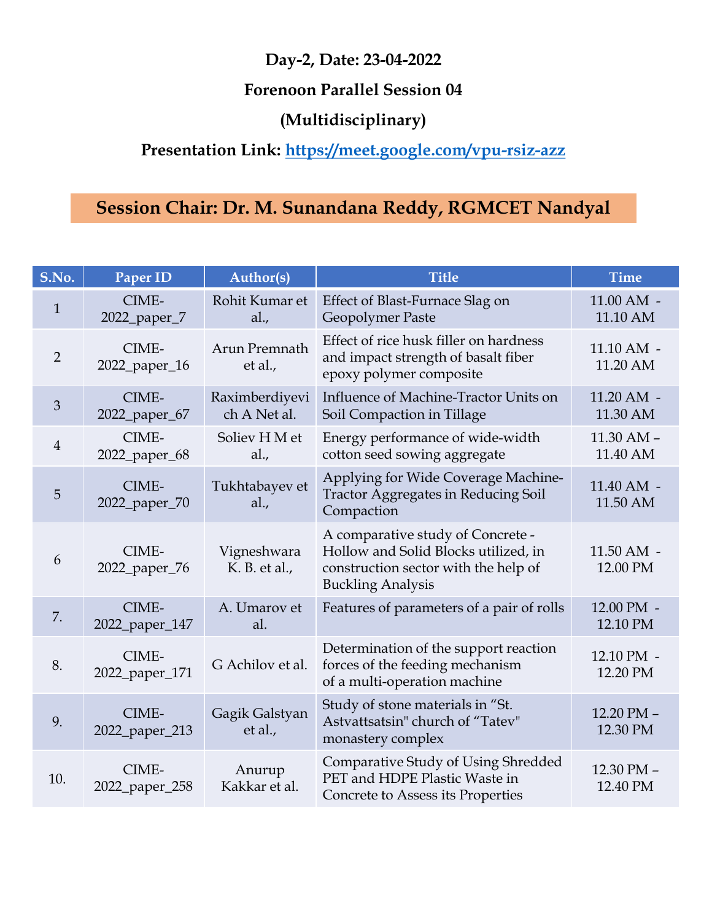**Day-2, Date: 23-04-2022**

**Forenoon Parallel Session 04**

**(Multidisciplinary)**

**Presentation Link: https://meet.google.com/vpu-rsiz-azz**

**Session Chair: Dr. M. Sunandana Reddy, RGMCET Nandyal**

| S.No. | Paper ID | Author(s) | Title | Time |
|---|---|---|---|---|
| 1 | CIME-2022_paper_7 | Rohit Kumar et al., | Effect of Blast-Furnace Slag on Geopolymer Paste | 11.00 AM - 11.10 AM |
| 2 | CIME-2022_paper_16 | Arun Premnath et al., | Effect of rice husk filler on hardness and impact strength of basalt fiber epoxy polymer composite | 11.10 AM - 11.20 AM |
| 3 | CIME-2022_paper_67 | Raximberdiyevich A Net al. | Influence of Machine-Tractor Units on Soil Compaction in Tillage | 11.20 AM - 11.30 AM |
| 4 | CIME-2022_paper_68 | Soliev H M et al., | Energy performance of wide-width cotton seed sowing aggregate | 11.30 AM – 11.40 AM |
| 5 | CIME-2022_paper_70 | Tukhtabayev et al., | Applying for Wide Coverage Machine-Tractor Aggregates in Reducing Soil Compaction | 11.40 AM - 11.50 AM |
| 6 | CIME-2022_paper_76 | Vigneshwara K. B. et al., | A comparative study of Concrete - Hollow and Solid Blocks utilized, in construction sector with the help of Buckling Analysis | 11.50 AM - 12.00 PM |
| 7. | CIME-2022_paper_147 | A. Umarov et al. | Features of parameters of a pair of rolls | 12.00 PM - 12.10 PM |
| 8. | CIME-2022_paper_171 | G Achilov et al. | Determination of the support reaction forces of the feeding mechanism of a multi-operation machine | 12.10 PM - 12.20 PM |
| 9. | CIME-2022_paper_213 | Gagik Galstyan et al., | Study of stone materials in “St. Astvattsatsin" church of “Tatev" monastery complex | 12.20 PM – 12.30 PM |
| 10. | CIME-2022_paper_258 | Anurup Kakkar et al. | Comparative Study of Using Shredded PET and HDPE Plastic Waste in Concrete to Assess its Properties | 12.30 PM – 12.40 PM |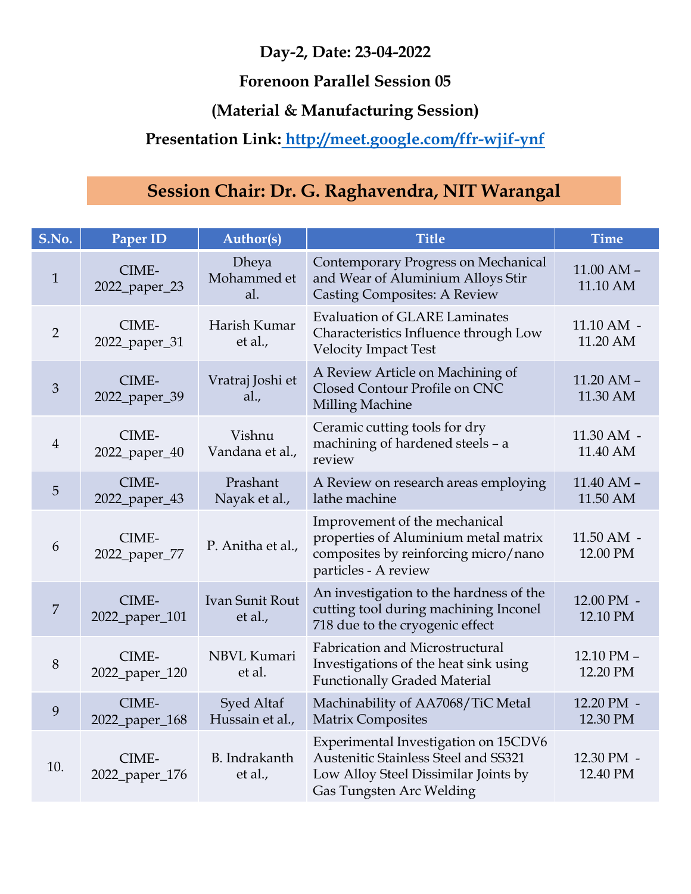**Day-2, Date: 23-04-2022**

**Forenoon Parallel Session 05**

**(Material & Manufacturing Session)**

**Presentation Link: [http://meet.google.com/ffr-wjif-ynf](http://meet.google.com/ffr-wjif-ynf)**

## Session Chair: Dr. G. Raghavendra, NIT Warangal

| S.No. | Paper ID | Author(s) | Title | Time |
|---|---|---|---|---|
| 1 | CIME-2022_paper_23 | Dheya Mohammed et al. | Contemporary Progress on Mechanical and Wear of Aluminium Alloys Stir Casting Composites: A Review | 11.00 AM – 11.10 AM |
| 2 | CIME-2022_paper_31 | Harish Kumar et al., | Evaluation of GLARE Laminates Characteristics Influence through Low Velocity Impact Test | 11.10 AM - 11.20 AM |
| 3 | CIME-2022_paper_39 | Vratraj Joshi et al., | A Review Article on Machining of Closed Contour Profile on CNC Milling Machine | 11.20 AM – 11.30 AM |
| 4 | CIME-2022_paper_40 | Vishnu Vandana et al., | Ceramic cutting tools for dry machining of hardened steels – a review | 11.30 AM - 11.40 AM |
| 5 | CIME-2022_paper_43 | Prashant Nayak et al., | A Review on research areas employing lathe machine | 11.40 AM – 11.50 AM |
| 6 | CIME-2022_paper_77 | P. Anitha et al., | Improvement of the mechanical properties of Aluminium metal matrix composites by reinforcing micro/nano particles - A review | 11.50 AM - 12.00 PM |
| 7 | CIME-2022_paper_101 | Ivan Sunit Rout et al., | An investigation to the hardness of the cutting tool during machining Inconel 718 due to the cryogenic effect | 12.00 PM - 12.10 PM |
| 8 | CIME-2022_paper_120 | NBVL Kumari et al. | Fabrication and Microstructural Investigations of the heat sink using Functionally Graded Material | 12.10 PM – 12.20 PM |
| 9 | CIME-2022_paper_168 | Syed Altaf Hussain et al., | Machinability of AA7068/TiC Metal Matrix Composites | 12.20 PM - 12.30 PM |
| 10. | CIME-2022_paper_176 | B. Indrakanth et al., | Experimental Investigation on 15CDV6 Austenitic Stainless Steel and SS321 Low Alloy Steel Dissimilar Joints by Gas Tungsten Arc Welding | 12.30 PM - 12.40 PM |